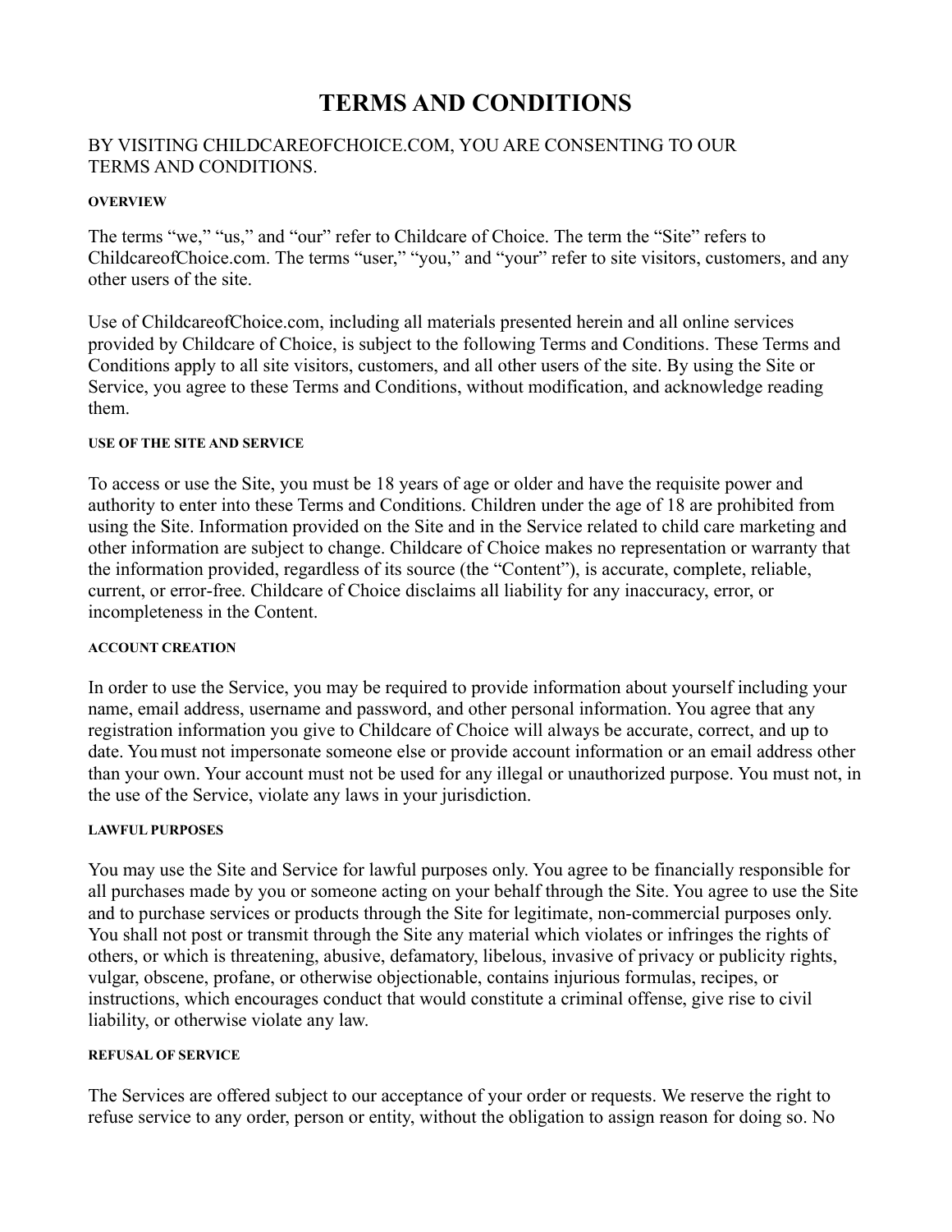# TERMS AND CONDITIONS

BY VISITING CHILDCAREOFCHOICE.COM, YOU ARE CONSENTING TO OUR TERMS AND CONDITIONS.

##### OVERVIEW

The terms “we,” “us,” and “our” refer to Childcare of Choice. The term the “Site” refers to ChildcareofChoice.com. The terms “user,” “you,” and “your” refer to site visitors, customers, and any other users of the site.

Use of ChildcareofChoice.com, including all materials presented herein and all online services provided by Childcare of Choice, is subject to the following Terms and Conditions. These Terms and Conditions apply to all site visitors, customers, and all other users of the site. By using the Site or Service, you agree to these Terms and Conditions, without modification, and acknowledge reading them.

##### USE OF THE SITE AND SERVICE

To access or use the Site, you must be 18 years of age or older and have the requisite power and authority to enter into these Terms and Conditions. Children under the age of 18 are prohibited from using the Site. Information provided on the Site and in the Service related to child care marketing and other information are subject to change. Childcare of Choice makes no representation or warranty that the information provided, regardless of its source (the “Content”), is accurate, complete, reliable, current, or error-free. Childcare of Choice disclaims all liability for any inaccuracy, error, or incompleteness in the Content.

##### ACCOUNT CREATION

In order to use the Service, you may be required to provide information about yourself including your name, email address, username and password, and other personal information. You agree that any registration information you give to Childcare of Choice will always be accurate, correct, and up to date. You must not impersonate someone else or provide account information or an email address other than your own. Your account must not be used for any illegal or unauthorized purpose. You must not, in the use of the Service, violate any laws in your jurisdiction.

##### LAWFUL PURPOSES

You may use the Site and Service for lawful purposes only. You agree to be financially responsible for all purchases made by you or someone acting on your behalf through the Site. You agree to use the Site and to purchase services or products through the Site for legitimate, non-commercial purposes only. You shall not post or transmit through the Site any material which violates or infringes the rights of others, or which is threatening, abusive, defamatory, libelous, invasive of privacy or publicity rights, vulgar, obscene, profane, or otherwise objectionable, contains injurious formulas, recipes, or instructions, which encourages conduct that would constitute a criminal offense, give rise to civil liability, or otherwise violate any law.

##### REFUSAL OF SERVICE

The Services are offered subject to our acceptance of your order or requests. We reserve the right to refuse service to any order, person or entity, without the obligation to assign reason for doing so. No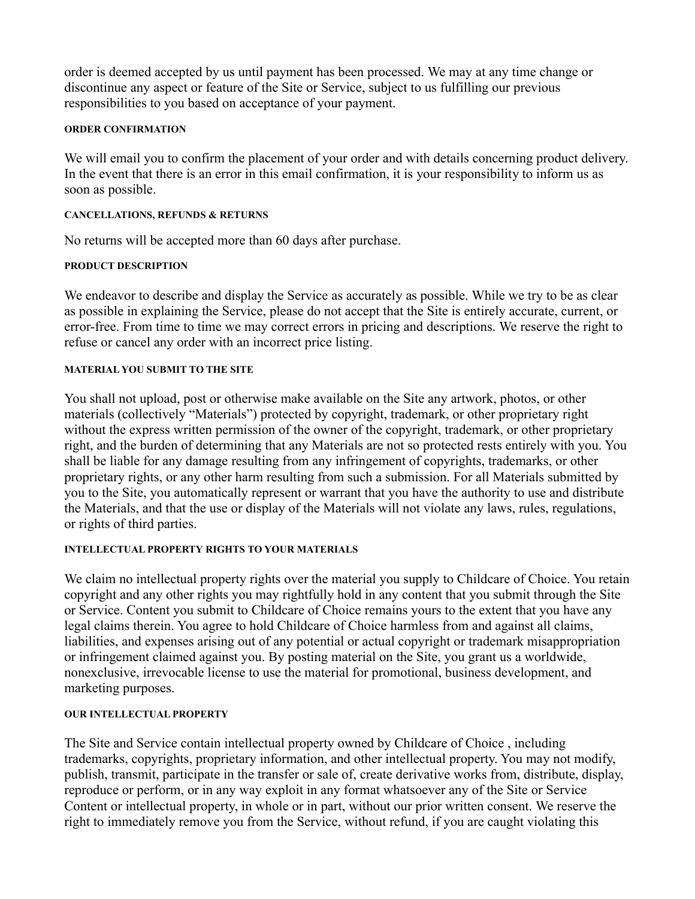order is deemed accepted by us until payment has been processed. We may at any time change or discontinue any aspect or feature of the Site or Service, subject to us fulfilling our previous responsibilities to you based on acceptance of your payment.

#### ORDER CONFIRMATION

We will email you to confirm the placement of your order and with details concerning product delivery. In the event that there is an error in this email confirmation, it is your responsibility to inform us as soon as possible.

#### CANCELLATIONS, REFUNDS & RETURNS

No returns will be accepted more than 60 days after purchase.

#### PRODUCT DESCRIPTION

We endeavor to describe and display the Service as accurately as possible. While we try to be as clear as possible in explaining the Service, please do not accept that the Site is entirely accurate, current, or error-free. From time to time we may correct errors in pricing and descriptions. We reserve the right to refuse or cancel any order with an incorrect price listing.

#### MATERIAL YOU SUBMIT TO THE SITE

You shall not upload, post or otherwise make available on the Site any artwork, photos, or other materials (collectively "Materials") protected by copyright, trademark, or other proprietary right without the express written permission of the owner of the copyright, trademark, or other proprietary right, and the burden of determining that any Materials are not so protected rests entirely with you. You shall be liable for any damage resulting from any infringement of copyrights, trademarks, or other proprietary rights, or any other harm resulting from such a submission. For all Materials submitted by you to the Site, you automatically represent or warrant that you have the authority to use and distribute the Materials, and that the use or display of the Materials will not violate any laws, rules, regulations, or rights of third parties.

#### INTELLECTUAL PROPERTY RIGHTS TO YOUR MATERIALS

We claim no intellectual property rights over the material you supply to Childcare of Choice. You retain copyright and any other rights you may rightfully hold in any content that you submit through the Site or Service. Content you submit to Childcare of Choice remains yours to the extent that you have any legal claims therein. You agree to hold Childcare of Choice harmless from and against all claims, liabilities, and expenses arising out of any potential or actual copyright or trademark misappropriation or infringement claimed against you. By posting material on the Site, you grant us a worldwide, nonexclusive, irrevocable license to use the material for promotional, business development, and marketing purposes.

#### OUR INTELLECTUAL PROPERTY

The Site and Service contain intellectual property owned by Childcare of Choice , including trademarks, copyrights, proprietary information, and other intellectual property. You may not modify, publish, transmit, participate in the transfer or sale of, create derivative works from, distribute, display, reproduce or perform, or in any way exploit in any format whatsoever any of the Site or Service Content or intellectual property, in whole or in part, without our prior written consent. We reserve the right to immediately remove you from the Service, without refund, if you are caught violating this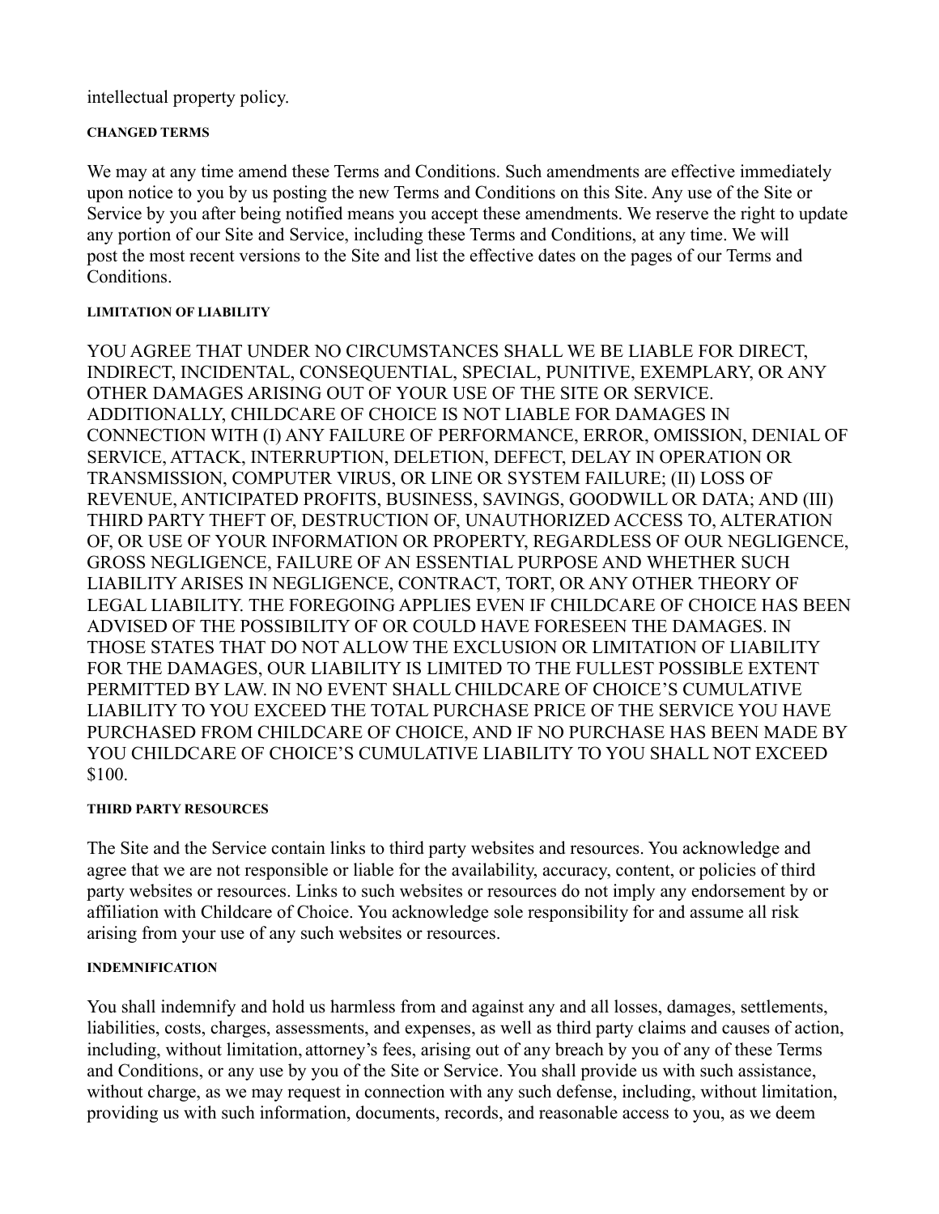intellectual property policy.

#### CHANGED TERMS

We may at any time amend these Terms and Conditions. Such amendments are effective immediately upon notice to you by us posting the new Terms and Conditions on this Site. Any use of the Site or Service by you after being notified means you accept these amendments. We reserve the right to update any portion of our Site and Service, including these Terms and Conditions, at any time. We will post the most recent versions to the Site and list the effective dates on the pages of our Terms and Conditions.

#### LIMITATION OF LIABILITY

YOU AGREE THAT UNDER NO CIRCUMSTANCES SHALL WE BE LIABLE FOR DIRECT, INDIRECT, INCIDENTAL, CONSEQUENTIAL, SPECIAL, PUNITIVE, EXEMPLARY, OR ANY OTHER DAMAGES ARISING OUT OF YOUR USE OF THE SITE OR SERVICE. ADDITIONALLY, CHILDCARE OF CHOICE IS NOT LIABLE FOR DAMAGES IN CONNECTION WITH (I) ANY FAILURE OF PERFORMANCE, ERROR, OMISSION, DENIAL OF SERVICE, ATTACK, INTERRUPTION, DELETION, DEFECT, DELAY IN OPERATION OR TRANSMISSION, COMPUTER VIRUS, OR LINE OR SYSTEM FAILURE; (II) LOSS OF REVENUE, ANTICIPATED PROFITS, BUSINESS, SAVINGS, GOODWILL OR DATA; AND (III) THIRD PARTY THEFT OF, DESTRUCTION OF, UNAUTHORIZED ACCESS TO, ALTERATION OF, OR USE OF YOUR INFORMATION OR PROPERTY, REGARDLESS OF OUR NEGLIGENCE, GROSS NEGLIGENCE, FAILURE OF AN ESSENTIAL PURPOSE AND WHETHER SUCH LIABILITY ARISES IN NEGLIGENCE, CONTRACT, TORT, OR ANY OTHER THEORY OF LEGAL LIABILITY. THE FOREGOING APPLIES EVEN IF CHILDCARE OF CHOICE HAS BEEN ADVISED OF THE POSSIBILITY OF OR COULD HAVE FORESEEN THE DAMAGES. IN THOSE STATES THAT DO NOT ALLOW THE EXCLUSION OR LIMITATION OF LIABILITY FOR THE DAMAGES, OUR LIABILITY IS LIMITED TO THE FULLEST POSSIBLE EXTENT PERMITTED BY LAW. IN NO EVENT SHALL CHILDCARE OF CHOICE'S CUMULATIVE LIABILITY TO YOU EXCEED THE TOTAL PURCHASE PRICE OF THE SERVICE YOU HAVE PURCHASED FROM CHILDCARE OF CHOICE, AND IF NO PURCHASE HAS BEEN MADE BY YOU CHILDCARE OF CHOICE'S CUMULATIVE LIABILITY TO YOU SHALL NOT EXCEED $100.

#### THIRD PARTY RESOURCES

The Site and the Service contain links to third party websites and resources. You acknowledge and agree that we are not responsible or liable for the availability, accuracy, content, or policies of third party websites or resources. Links to such websites or resources do not imply any endorsement by or affiliation with Childcare of Choice. You acknowledge sole responsibility for and assume all risk arising from your use of any such websites or resources.

#### INDEMNIFICATION

You shall indemnify and hold us harmless from and against any and all losses, damages, settlements, liabilities, costs, charges, assessments, and expenses, as well as third party claims and causes of action, including, without limitation, attorney's fees, arising out of any breach by you of any of these Terms and Conditions, or any use by you of the Site or Service. You shall provide us with such assistance, without charge, as we may request in connection with any such defense, including, without limitation, providing us with such information, documents, records, and reasonable access to you, as we deem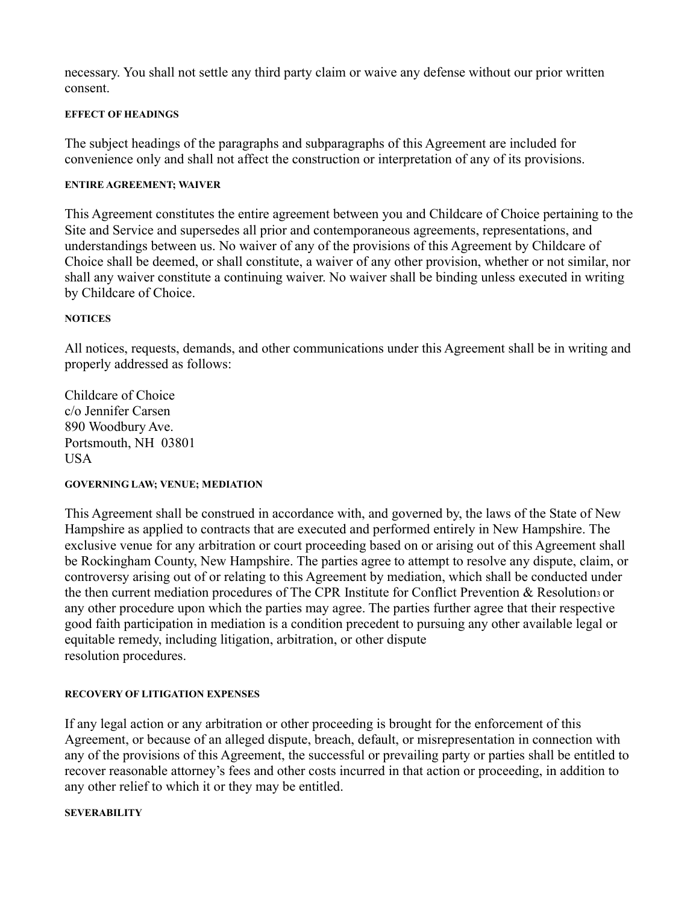necessary. You shall not settle any third party claim or waive any defense without our prior written consent.

###### EFFECT OF HEADINGS

The subject headings of the paragraphs and subparagraphs of this Agreement are included for convenience only and shall not affect the construction or interpretation of any of its provisions.

###### ENTIRE AGREEMENT; WAIVER

This Agreement constitutes the entire agreement between you and Childcare of Choice pertaining to the Site and Service and supersedes all prior and contemporaneous agreements, representations, and understandings between us. No waiver of any of the provisions of this Agreement by Childcare of Choice shall be deemed, or shall constitute, a waiver of any other provision, whether or not similar, nor shall any waiver constitute a continuing waiver. No waiver shall be binding unless executed in writing by Childcare of Choice.

###### NOTICES

All notices, requests, demands, and other communications under this Agreement shall be in writing and properly addressed as follows:

Childcare of Choice
c/o Jennifer Carsen
890 Woodbury Ave.
Portsmouth, NH 03801
USA

###### GOVERNING LAW; VENUE; MEDIATION

This Agreement shall be construed in accordance with, and governed by, the laws of the State of New Hampshire as applied to contracts that are executed and performed entirely in New Hampshire. The exclusive venue for any arbitration or court proceeding based on or arising out of this Agreement shall be Rockingham County, New Hampshire. The parties agree to attempt to resolve any dispute, claim, or controversy arising out of or relating to this Agreement by mediation, which shall be conducted under the then current mediation procedures of The CPR Institute for Conflict Prevention & Resolution[3] or any other procedure upon which the parties may agree. The parties further agree that their respective good faith participation in mediation is a condition precedent to pursuing any other available legal or equitable remedy, including litigation, arbitration, or other dispute resolution procedures.

###### RECOVERY OF LITIGATION EXPENSES

If any legal action or any arbitration or other proceeding is brought for the enforcement of this Agreement, or because of an alleged dispute, breach, default, or misrepresentation in connection with any of the provisions of this Agreement, the successful or prevailing party or parties shall be entitled to recover reasonable attorney's fees and other costs incurred in that action or proceeding, in addition to any other relief to which it or they may be entitled.

###### SEVERABILITY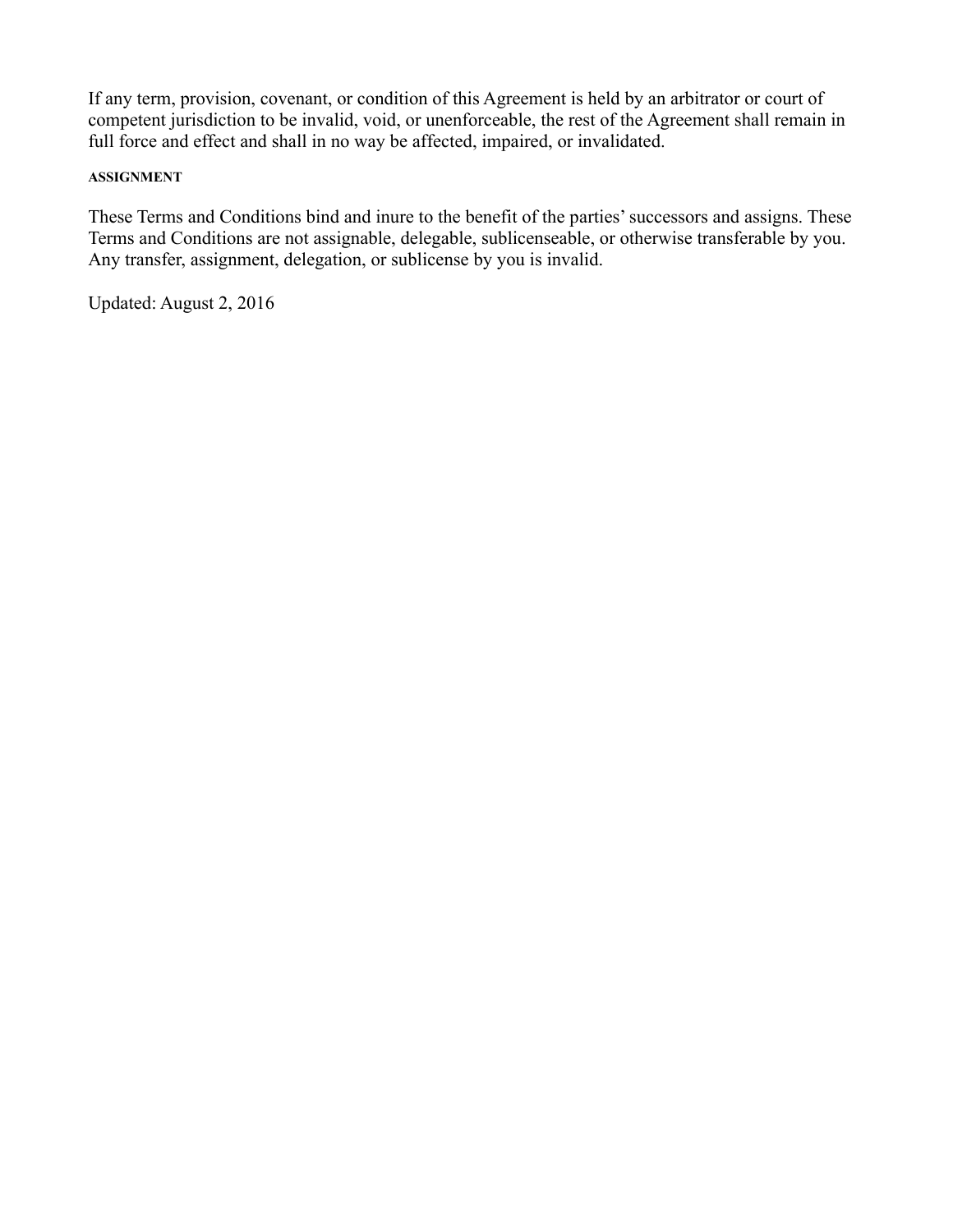If any term, provision, covenant, or condition of this Agreement is held by an arbitrator or court of competent jurisdiction to be invalid, void, or unenforceable, the rest of the Agreement shall remain in full force and effect and shall in no way be affected, impaired, or invalidated.

#### ASSIGNMENT

These Terms and Conditions bind and inure to the benefit of the parties' successors and assigns. These Terms and Conditions are not assignable, delegable, sublicenseable, or otherwise transferable by you. Any transfer, assignment, delegation, or sublicense by you is invalid.

Updated: August 2, 2016